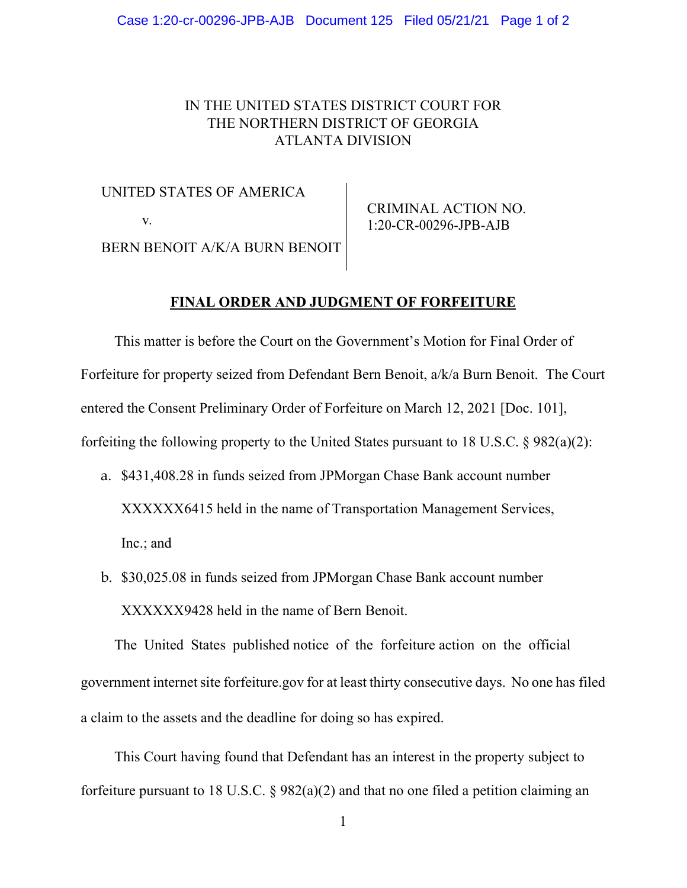IN THE UNITED STATES DISTRICT COURT FOR
THE NORTHERN DISTRICT OF GEORGIA
ATLANTA DIVISION

UNITED STATES OF AMERICA

v.

BERN BENOIT A/K/A BURN BENOIT

CRIMINAL ACTION NO.
1:20-CR-00296-JPB-AJB

**FINAL ORDER AND JUDGMENT OF FORFEITURE**

This matter is before the Court on the Government's Motion for Final Order of Forfeiture for property seized from Defendant Bern Benoit, a/k/a Burn Benoit. The Court entered the Consent Preliminary Order of Forfeiture on March 12, 2021 [Doc. 101], forfeiting the following property to the United States pursuant to 18 U.S.C. § 982(a)(2):

a. $431,408.28 in funds seized from JPMorgan Chase Bank account number XXXXXX6415 held in the name of Transportation Management Services, Inc.; and

b. $30,025.08 in funds seized from JPMorgan Chase Bank account number XXXXXX9428 held in the name of Bern Benoit.

The United States published notice of the forfeiture action on the official government internet site forfeiture.gov for at least thirty consecutive days. No one has filed a claim to the assets and the deadline for doing so has expired.

This Court having found that Defendant has an interest in the property subject to forfeiture pursuant to 18 U.S.C. § 982(a)(2) and that no one filed a petition claiming an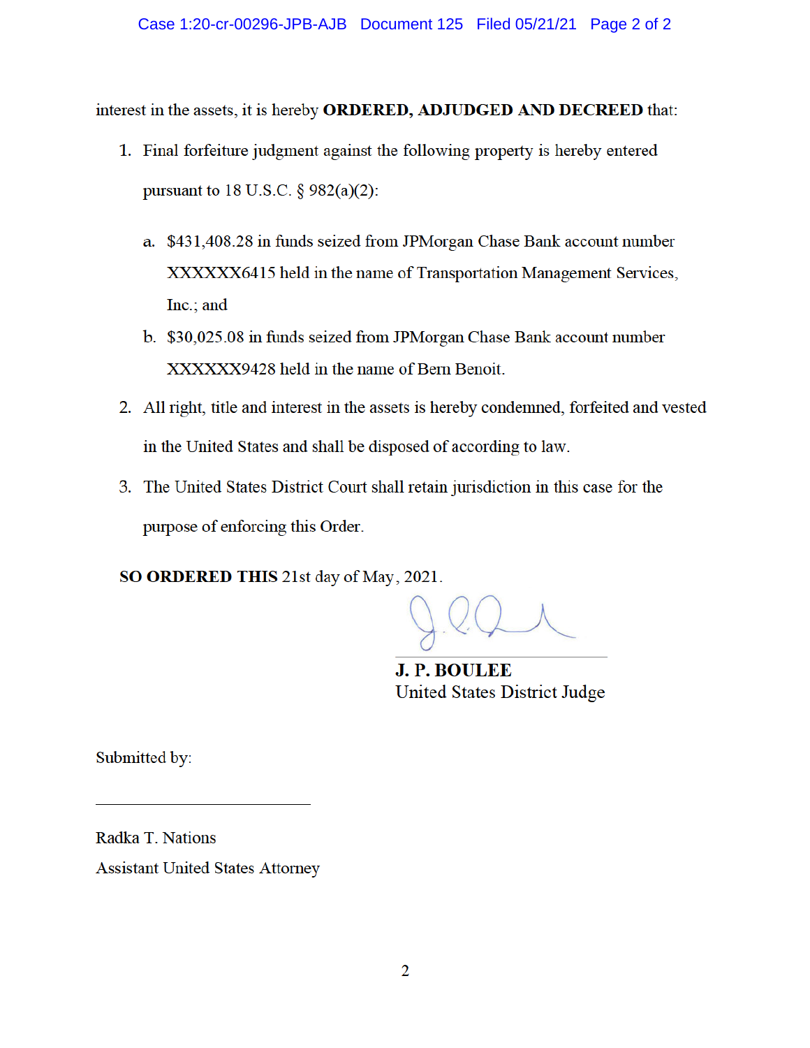interest in the assets, it is hereby **ORDERED, ADJUDGED AND DECREED** that:

1. Final forfeiture judgment against the following property is hereby entered pursuant to 18 U.S.C. § 982(a)(2):

   a. $431,408.28 in funds seized from JPMorgan Chase Bank account number XXXXXX6415 held in the name of Transportation Management Services, Inc.; and

   b. $30,025.08 in funds seized from JPMorgan Chase Bank account number XXXXXX9428 held in the name of Bern Benoit.

2. All right, title and interest in the assets is hereby condemned, forfeited and vested in the United States and shall be disposed of according to law.

3. The United States District Court shall retain jurisdiction in this case for the purpose of enforcing this Order.

**SO ORDERED THIS** 21st day of May, 2021.

**J. P. BOULEE**
United States District Judge

Submitted by:

______________________________

Radka T. Nations
Assistant United States Attorney